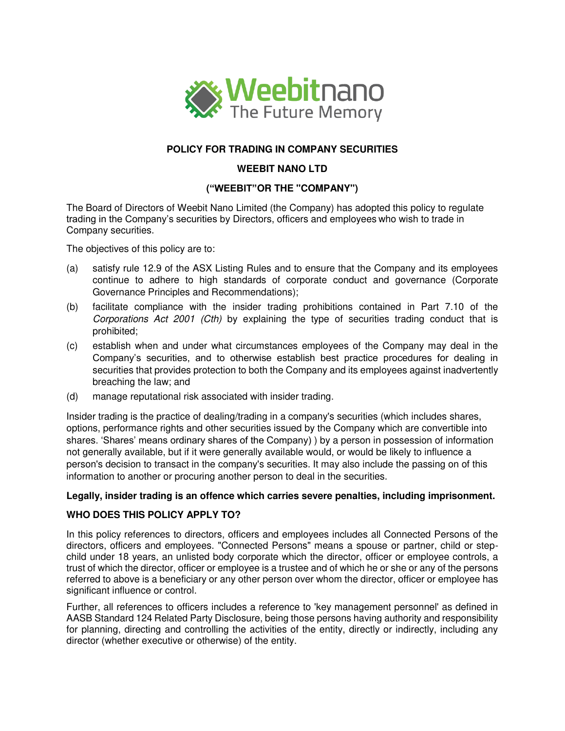# POLICY FOR TRADING IN COMPANY SECURITIES

## WEEBIT NANO LTD

## ("WEEBIT"OR THE "COMPANY")

The Board of Directors of Weebit Nano Limited (the Company) has adopted this policy to regulate trading in the Company's securities by Directors, officers and employees who wish to trade in Company securities.

The objectives of this policy are to:

(a) satisfy rule 12.9 of the ASX Listing Rules and to ensure that the Company and its employees continue to adhere to high standards of corporate conduct and governance (Corporate Governance Principles and Recommendations);

(b) facilitate compliance with the insider trading prohibitions contained in Part 7.10 of the *Corporations Act 2001 (Cth)* by explaining the type of securities trading conduct that is prohibited;

(c) establish when and under what circumstances employees of the Company may deal in the Company's securities, and to otherwise establish best practice procedures for dealing in securities that provides protection to both the Company and its employees against inadvertently breaching the law; and

(d) manage reputational risk associated with insider trading.

Insider trading is the practice of dealing/trading in a company's securities (which includes shares, options, performance rights and other securities issued by the Company which are convertible into shares. 'Shares' means ordinary shares of the Company) ) by a person in possession of information not generally available, but if it were generally available would, or would be likely to influence a person's decision to transact in the company's securities. It may also include the passing on of this information to another or procuring another person to deal in the securities.

**Legally, insider trading is an offence which carries severe penalties, including imprisonment.**

**WHO DOES THIS POLICY APPLY TO?**

In this policy references to directors, officers and employees includes all Connected Persons of the directors, officers and employees. "Connected Persons" means a spouse or partner, child or step-child under 18 years, an unlisted body corporate which the director, officer or employee controls, a trust of which the director, officer or employee is a trustee and of which he or she or any of the persons referred to above is a beneficiary or any other person over whom the director, officer or employee has significant influence or control.

Further, all references to officers includes a reference to 'key management personnel' as defined in AASB Standard 124 Related Party Disclosure, being those persons having authority and responsibility for planning, directing and controlling the activities of the entity, directly or indirectly, including any director (whether executive or otherwise) of the entity.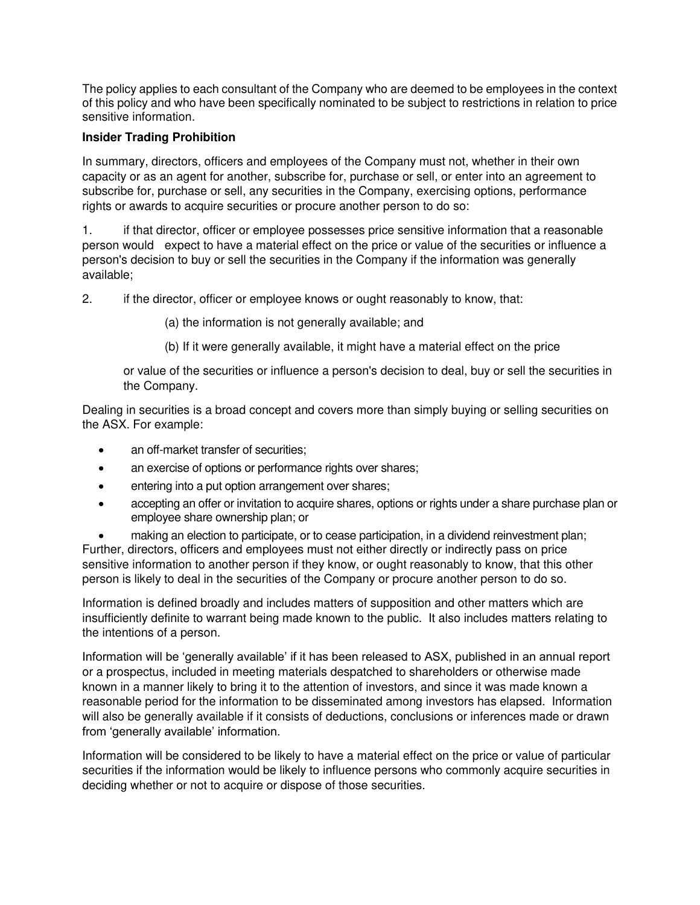The policy applies to each consultant of the Company who are deemed to be employees in the context of this policy and who have been specifically nominated to be subject to restrictions in relation to price sensitive information.

**Insider Trading Prohibition**

In summary, directors, officers and employees of the Company must not, whether in their own capacity or as an agent for another, subscribe for, purchase or sell, or enter into an agreement to subscribe for, purchase or sell, any securities in the Company, exercising options, performance rights or awards to acquire securities or procure another person to do so:

1. if that director, officer or employee possesses price sensitive information that a reasonable person would expect to have a material effect on the price or value of the securities or influence a person's decision to buy or sell the securities in the Company if the information was generally available;

2. if the director, officer or employee knows or ought reasonably to know, that:

   (a) the information is not generally available; and

   (b) If it were generally available, it might have a material effect on the price

   or value of the securities or influence a person's decision to deal, buy or sell the securities in the Company.

Dealing in securities is a broad concept and covers more than simply buying or selling securities on the ASX. For example:

- an off-market transfer of securities;
- an exercise of options or performance rights over shares;
- entering into a put option arrangement over shares;
- accepting an offer or invitation to acquire shares, options or rights under a share purchase plan or employee share ownership plan; or
- making an election to participate, or to cease participation, in a dividend reinvestment plan;

Further, directors, officers and employees must not either directly or indirectly pass on price sensitive information to another person if they know, or ought reasonably to know, that this other person is likely to deal in the securities of the Company or procure another person to do so.

Information is defined broadly and includes matters of supposition and other matters which are insufficiently definite to warrant being made known to the public. It also includes matters relating to the intentions of a person.

Information will be 'generally available' if it has been released to ASX, published in an annual report or a prospectus, included in meeting materials despatched to shareholders or otherwise made known in a manner likely to bring it to the attention of investors, and since it was made known a reasonable period for the information to be disseminated among investors has elapsed. Information will also be generally available if it consists of deductions, conclusions or inferences made or drawn from 'generally available' information.

Information will be considered to be likely to have a material effect on the price or value of particular securities if the information would be likely to influence persons who commonly acquire securities in deciding whether or not to acquire or dispose of those securities.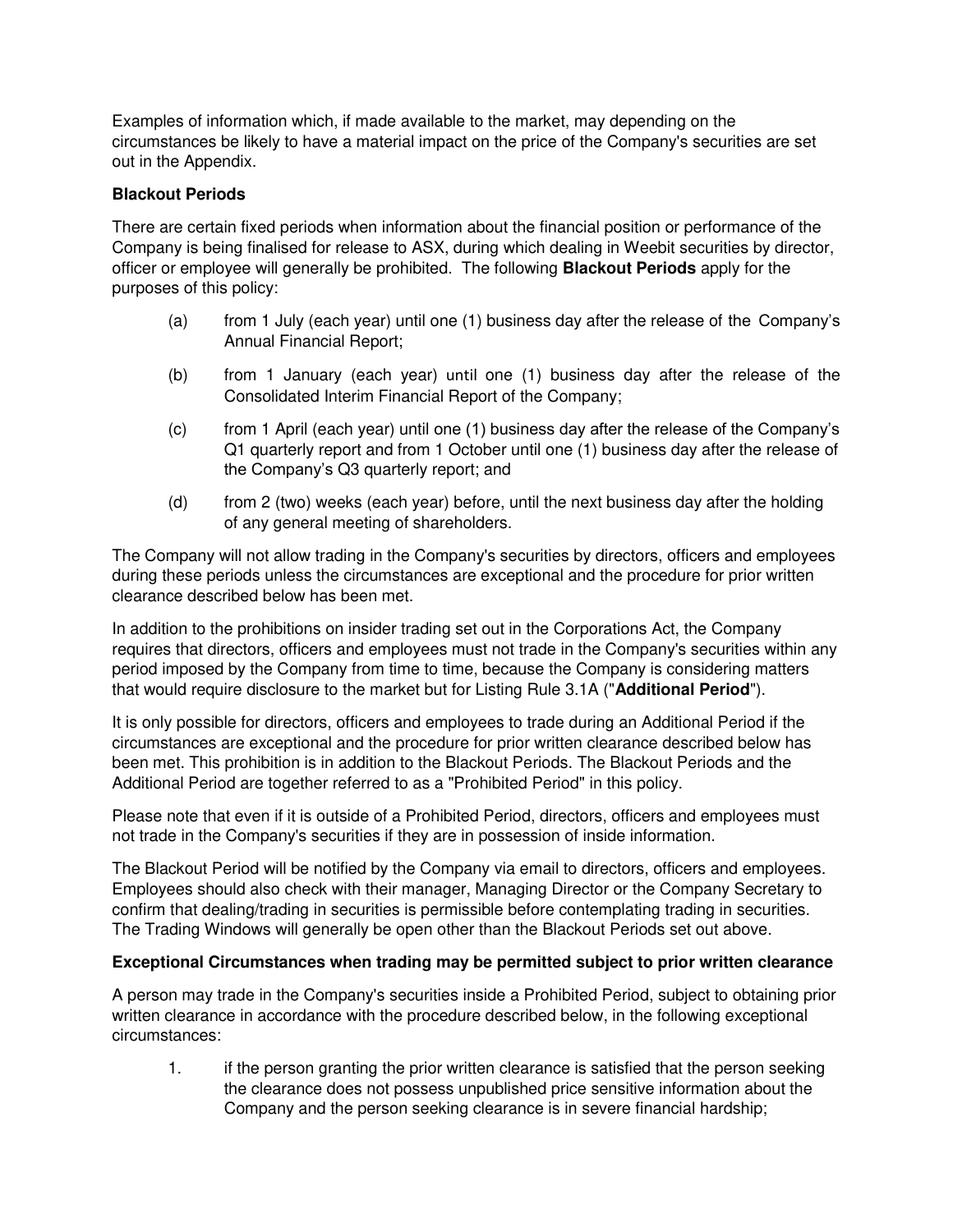Examples of information which, if made available to the market, may depending on the circumstances be likely to have a material impact on the price of the Company's securities are set out in the Appendix.

**Blackout Periods**

There are certain fixed periods when information about the financial position or performance of the Company is being finalised for release to ASX, during which dealing in Weebit securities by director, officer or employee will generally be prohibited. The following **Blackout Periods** apply for the purposes of this policy:

(a) from 1 July (each year) until one (1) business day after the release of the Company's Annual Financial Report;

(b) from 1 January (each year) until one (1) business day after the release of the Consolidated Interim Financial Report of the Company;

(c) from 1 April (each year) until one (1) business day after the release of the Company's Q1 quarterly report and from 1 October until one (1) business day after the release of the Company's Q3 quarterly report; and

(d) from 2 (two) weeks (each year) before, until the next business day after the holding of any general meeting of shareholders.

The Company will not allow trading in the Company's securities by directors, officers and employees during these periods unless the circumstances are exceptional and the procedure for prior written clearance described below has been met.

In addition to the prohibitions on insider trading set out in the Corporations Act, the Company requires that directors, officers and employees must not trade in the Company's securities within any period imposed by the Company from time to time, because the Company is considering matters that would require disclosure to the market but for Listing Rule 3.1A ("**Additional Period**").

It is only possible for directors, officers and employees to trade during an Additional Period if the circumstances are exceptional and the procedure for prior written clearance described below has been met. This prohibition is in addition to the Blackout Periods. The Blackout Periods and the Additional Period are together referred to as a "Prohibited Period" in this policy.

Please note that even if it is outside of a Prohibited Period, directors, officers and employees must not trade in the Company's securities if they are in possession of inside information.

The Blackout Period will be notified by the Company via email to directors, officers and employees. Employees should also check with their manager, Managing Director or the Company Secretary to confirm that dealing/trading in securities is permissible before contemplating trading in securities. The Trading Windows will generally be open other than the Blackout Periods set out above.

**Exceptional Circumstances when trading may be permitted subject to prior written clearance**

A person may trade in the Company's securities inside a Prohibited Period, subject to obtaining prior written clearance in accordance with the procedure described below, in the following exceptional circumstances:

1. if the person granting the prior written clearance is satisfied that the person seeking the clearance does not possess unpublished price sensitive information about the Company and the person seeking clearance is in severe financial hardship;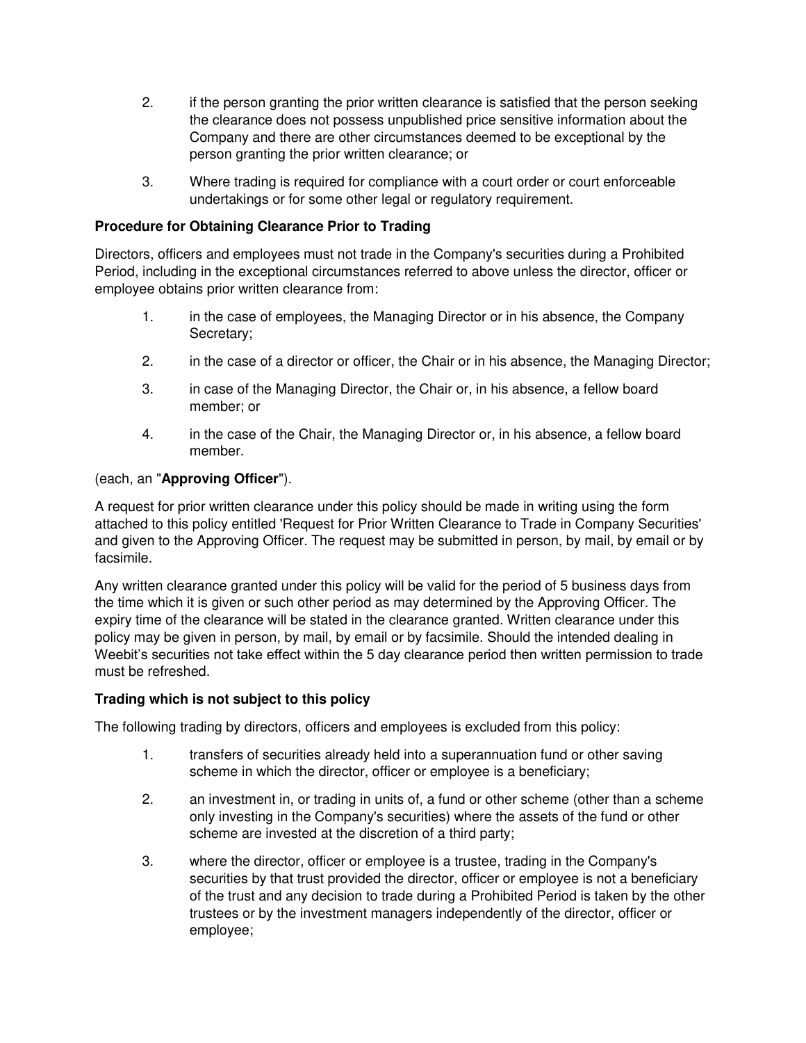2. if the person granting the prior written clearance is satisfied that the person seeking the clearance does not possess unpublished price sensitive information about the Company and there are other circumstances deemed to be exceptional by the person granting the prior written clearance; or
3. Where trading is required for compliance with a court order or court enforceable undertakings or for some other legal or regulatory requirement.

**Procedure for Obtaining Clearance Prior to Trading**

Directors, officers and employees must not trade in the Company's securities during a Prohibited Period, including in the exceptional circumstances referred to above unless the director, officer or employee obtains prior written clearance from:

1. in the case of employees, the Managing Director or in his absence, the Company Secretary;
2. in the case of a director or officer, the Chair or in his absence, the Managing Director;
3. in case of the Managing Director, the Chair or, in his absence, a fellow board member; or
4. in the case of the Chair, the Managing Director or, in his absence, a fellow board member.

(each, an "**Approving Officer**").

A request for prior written clearance under this policy should be made in writing using the form attached to this policy entitled 'Request for Prior Written Clearance to Trade in Company Securities' and given to the Approving Officer. The request may be submitted in person, by mail, by email or by facsimile.

Any written clearance granted under this policy will be valid for the period of 5 business days from the time which it is given or such other period as may determined by the Approving Officer. The expiry time of the clearance will be stated in the clearance granted. Written clearance under this policy may be given in person, by mail, by email or by facsimile. Should the intended dealing in Weebit's securities not take effect within the 5 day clearance period then written permission to trade must be refreshed.

**Trading which is not subject to this policy**

The following trading by directors, officers and employees is excluded from this policy:

1. transfers of securities already held into a superannuation fund or other saving scheme in which the director, officer or employee is a beneficiary;
2. an investment in, or trading in units of, a fund or other scheme (other than a scheme only investing in the Company's securities) where the assets of the fund or other scheme are invested at the discretion of a third party;
3. where the director, officer or employee is a trustee, trading in the Company's securities by that trust provided the director, officer or employee is not a beneficiary of the trust and any decision to trade during a Prohibited Period is taken by the other trustees or by the investment managers independently of the director, officer or employee;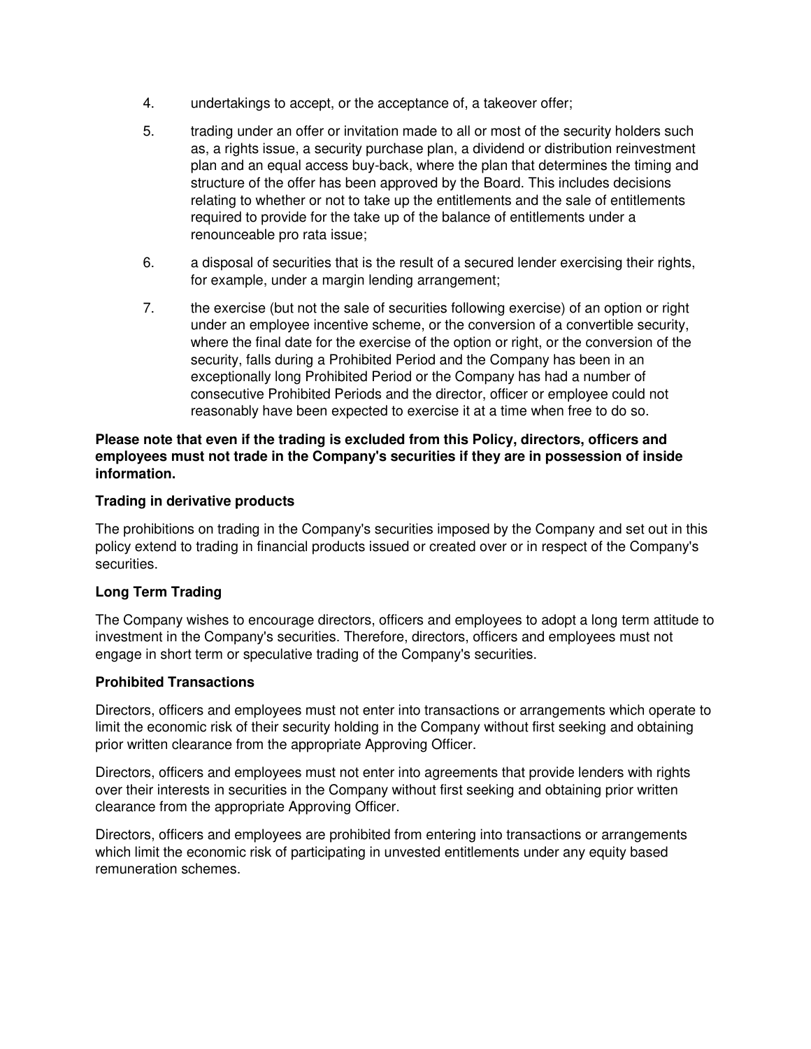4. undertakings to accept, or the acceptance of, a takeover offer;
5. trading under an offer or invitation made to all or most of the security holders such as, a rights issue, a security purchase plan, a dividend or distribution reinvestment plan and an equal access buy-back, where the plan that determines the timing and structure of the offer has been approved by the Board. This includes decisions relating to whether or not to take up the entitlements and the sale of entitlements required to provide for the take up of the balance of entitlements under a renounceable pro rata issue;
6. a disposal of securities that is the result of a secured lender exercising their rights, for example, under a margin lending arrangement;
7. the exercise (but not the sale of securities following exercise) of an option or right under an employee incentive scheme, or the conversion of a convertible security, where the final date for the exercise of the option or right, or the conversion of the security, falls during a Prohibited Period and the Company has been in an exceptionally long Prohibited Period or the Company has had a number of consecutive Prohibited Periods and the director, officer or employee could not reasonably have been expected to exercise it at a time when free to do so.

**Please note that even if the trading is excluded from this Policy, directors, officers and employees must not trade in the Company's securities if they are in possession of inside information.**

**Trading in derivative products**

The prohibitions on trading in the Company's securities imposed by the Company and set out in this policy extend to trading in financial products issued or created over or in respect of the Company's securities.

**Long Term Trading**

The Company wishes to encourage directors, officers and employees to adopt a long term attitude to investment in the Company's securities. Therefore, directors, officers and employees must not engage in short term or speculative trading of the Company's securities.

**Prohibited Transactions**

Directors, officers and employees must not enter into transactions or arrangements which operate to limit the economic risk of their security holding in the Company without first seeking and obtaining prior written clearance from the appropriate Approving Officer.

Directors, officers and employees must not enter into agreements that provide lenders with rights over their interests in securities in the Company without first seeking and obtaining prior written clearance from the appropriate Approving Officer.

Directors, officers and employees are prohibited from entering into transactions or arrangements which limit the economic risk of participating in unvested entitlements under any equity based remuneration schemes.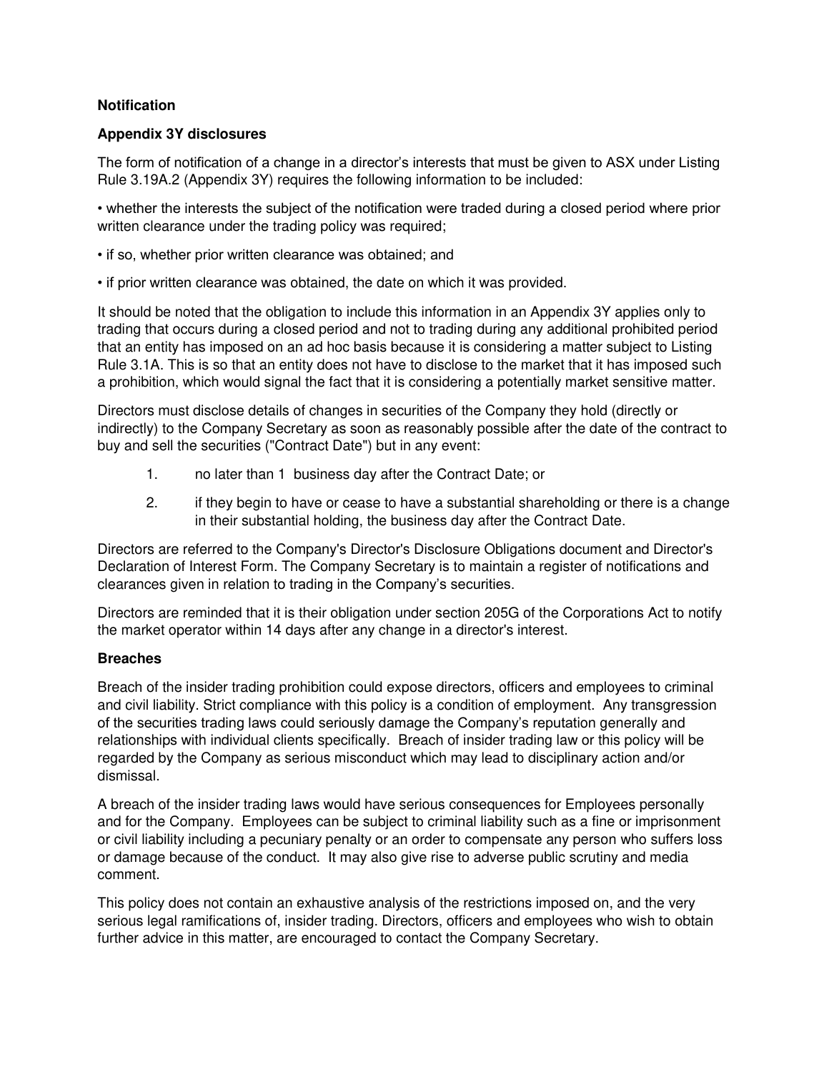**Notification**

**Appendix 3Y disclosures**

The form of notification of a change in a director's interests that must be given to ASX under Listing Rule 3.19A.2 (Appendix 3Y) requires the following information to be included:

• whether the interests the subject of the notification were traded during a closed period where prior written clearance under the trading policy was required;

• if so, whether prior written clearance was obtained; and

• if prior written clearance was obtained, the date on which it was provided.

It should be noted that the obligation to include this information in an Appendix 3Y applies only to trading that occurs during a closed period and not to trading during any additional prohibited period that an entity has imposed on an ad hoc basis because it is considering a matter subject to Listing Rule 3.1A. This is so that an entity does not have to disclose to the market that it has imposed such a prohibition, which would signal the fact that it is considering a potentially market sensitive matter.

Directors must disclose details of changes in securities of the Company they hold (directly or indirectly) to the Company Secretary as soon as reasonably possible after the date of the contract to buy and sell the securities ("Contract Date") but in any event:

1. no later than 1 business day after the Contract Date; or
2. if they begin to have or cease to have a substantial shareholding or there is a change in their substantial holding, the business day after the Contract Date.

Directors are referred to the Company's Director's Disclosure Obligations document and Director's Declaration of Interest Form. The Company Secretary is to maintain a register of notifications and clearances given in relation to trading in the Company's securities.

Directors are reminded that it is their obligation under section 205G of the Corporations Act to notify the market operator within 14 days after any change in a director's interest.

**Breaches**

Breach of the insider trading prohibition could expose directors, officers and employees to criminal and civil liability. Strict compliance with this policy is a condition of employment. Any transgression of the securities trading laws could seriously damage the Company's reputation generally and relationships with individual clients specifically. Breach of insider trading law or this policy will be regarded by the Company as serious misconduct which may lead to disciplinary action and/or dismissal.

A breach of the insider trading laws would have serious consequences for Employees personally and for the Company. Employees can be subject to criminal liability such as a fine or imprisonment or civil liability including a pecuniary penalty or an order to compensate any person who suffers loss or damage because of the conduct. It may also give rise to adverse public scrutiny and media comment.

This policy does not contain an exhaustive analysis of the restrictions imposed on, and the very serious legal ramifications of, insider trading. Directors, officers and employees who wish to obtain further advice in this matter, are encouraged to contact the Company Secretary.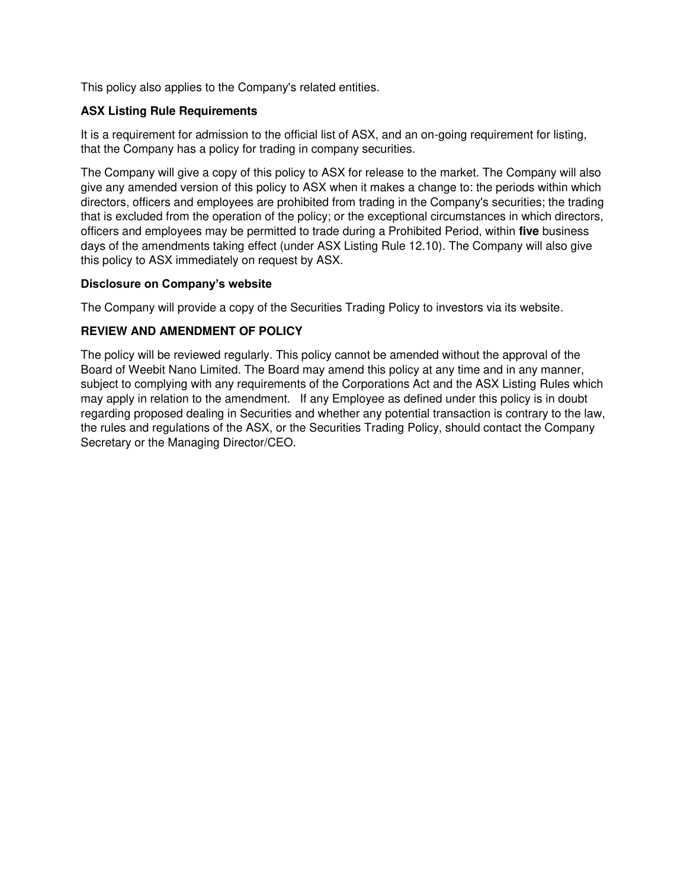This policy also applies to the Company's related entities.

### ASX Listing Rule Requirements

It is a requirement for admission to the official list of ASX, and an on-going requirement for listing, that the Company has a policy for trading in company securities.

The Company will give a copy of this policy to ASX for release to the market. The Company will also give any amended version of this policy to ASX when it makes a change to: the periods within which directors, officers and employees are prohibited from trading in the Company's securities; the trading that is excluded from the operation of the policy; or the exceptional circumstances in which directors, officers and employees may be permitted to trade during a Prohibited Period, within **five** business days of the amendments taking effect (under ASX Listing Rule 12.10). The Company will also give this policy to ASX immediately on request by ASX.

### Disclosure on Company's website

The Company will provide a copy of the Securities Trading Policy to investors via its website.

## REVIEW AND AMENDMENT OF POLICY

The policy will be reviewed regularly. This policy cannot be amended without the approval of the Board of Weebit Nano Limited. The Board may amend this policy at any time and in any manner, subject to complying with any requirements of the Corporations Act and the ASX Listing Rules which may apply in relation to the amendment. If any Employee as defined under this policy is in doubt regarding proposed dealing in Securities and whether any potential transaction is contrary to the law, the rules and regulations of the ASX, or the Securities Trading Policy, should contact the Company Secretary or the Managing Director/CEO.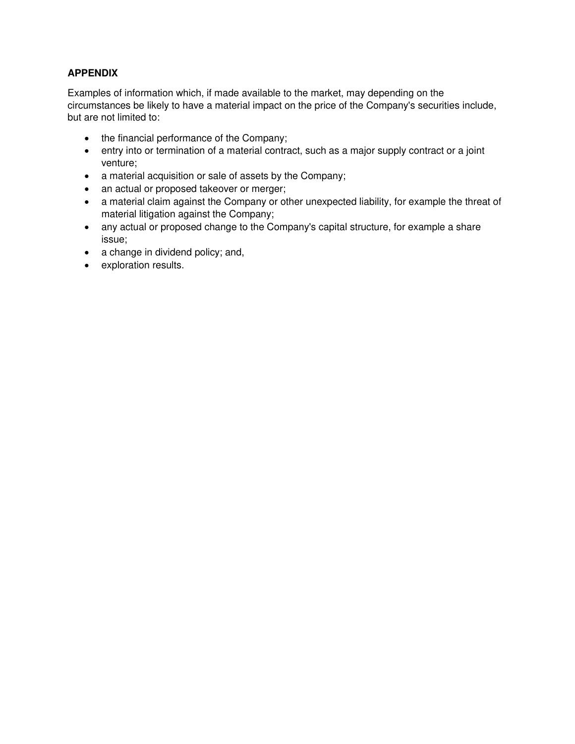## APPENDIX

Examples of information which, if made available to the market, may depending on the circumstances be likely to have a material impact on the price of the Company's securities include, but are not limited to:

- the financial performance of the Company;
- entry into or termination of a material contract, such as a major supply contract or a joint venture;
- a material acquisition or sale of assets by the Company;
- an actual or proposed takeover or merger;
- a material claim against the Company or other unexpected liability, for example the threat of material litigation against the Company;
- any actual or proposed change to the Company's capital structure, for example a share issue;
- a change in dividend policy; and,
- exploration results.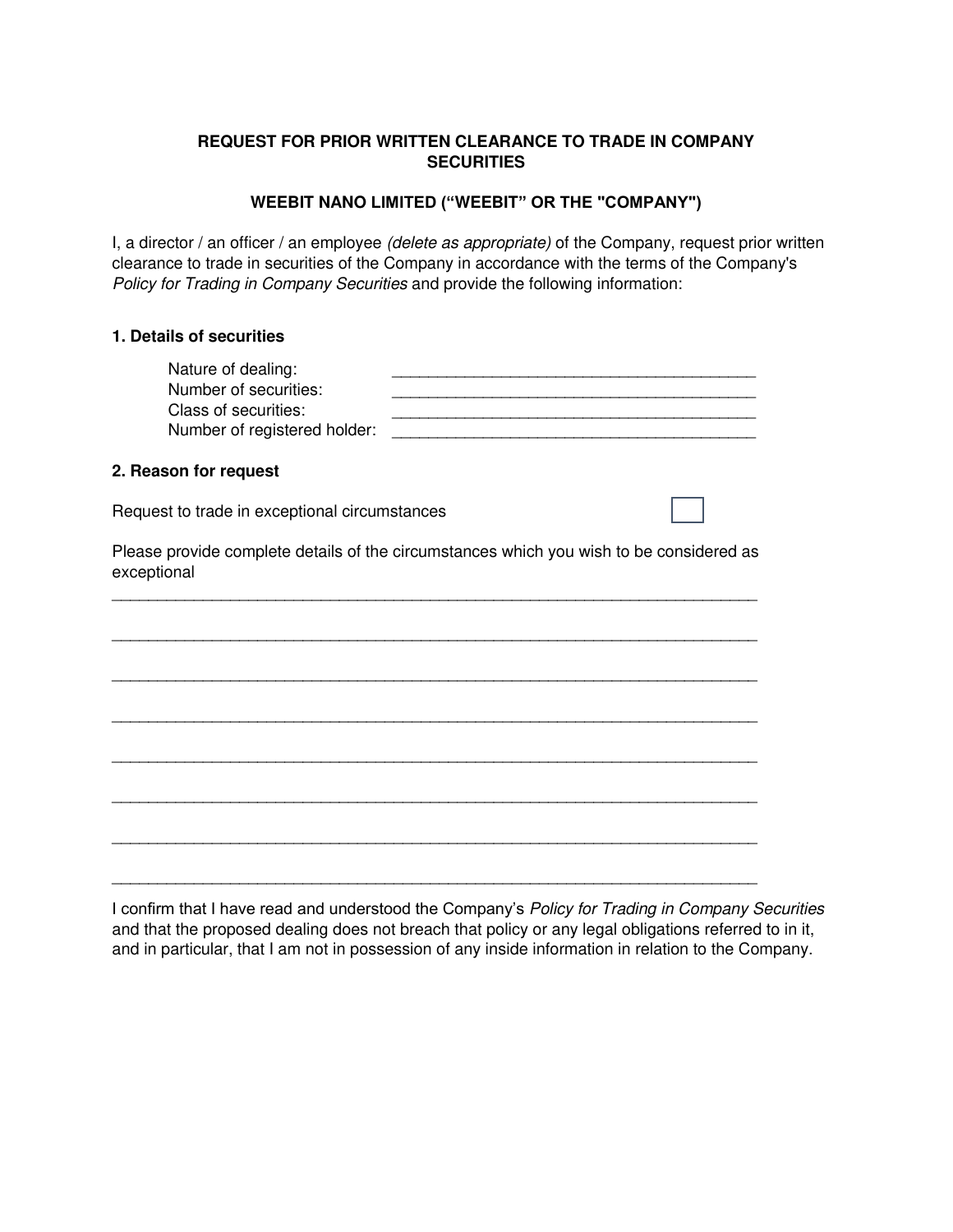**REQUEST FOR PRIOR WRITTEN CLEARANCE TO TRADE IN COMPANY SECURITIES**

**WEEBIT NANO LIMITED (“WEEBIT” OR THE "COMPANY")**

I, a director / an officer / an employee *(delete as appropriate)* of the Company, request prior written clearance to trade in securities of the Company in accordance with the terms of the Company's *Policy for Trading in Company Securities* and provide the following information:

**1. Details of securities**

Nature of dealing: ________________________________________

Number of securities: ________________________________________

Class of securities: ________________________________________

Number of registered holder: ________________________________________

**2. Reason for request**

Request to trade in exceptional circumstances ☐

Please provide complete details of the circumstances which you wish to be considered as exceptional

______________________________________________________________________

______________________________________________________________________

______________________________________________________________________

______________________________________________________________________

______________________________________________________________________

______________________________________________________________________

______________________________________________________________________

______________________________________________________________________

I confirm that I have read and understood the Company’s *Policy for Trading in Company Securities* and that the proposed dealing does not breach that policy or any legal obligations referred to in it, and in particular, that I am not in possession of any inside information in relation to the Company.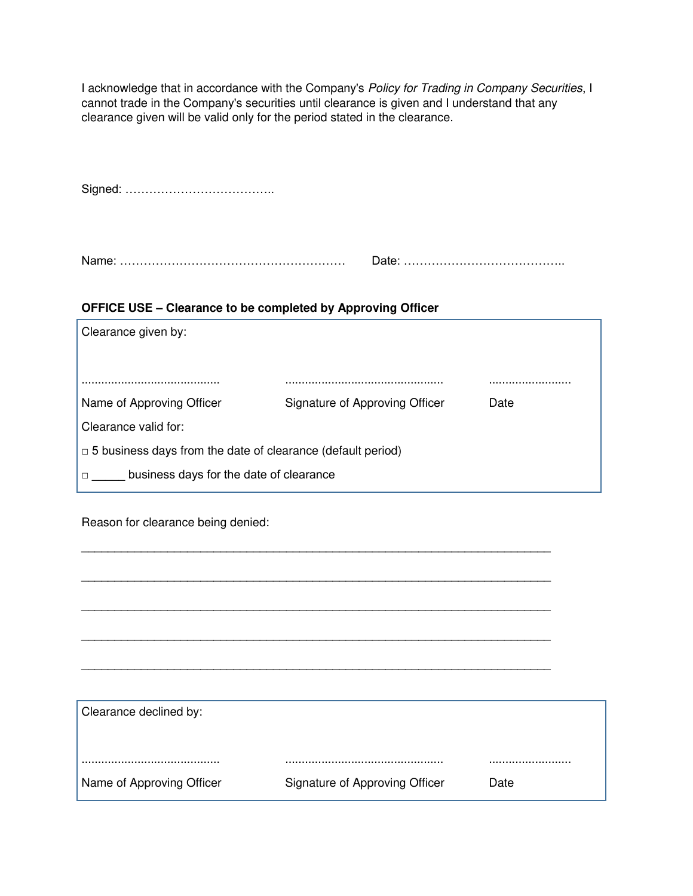I acknowledge that in accordance with the Company's *Policy for Trading in Company Securities*, I cannot trade in the Company's securities until clearance is given and I understand that any clearance given will be valid only for the period stated in the clearance.

Signed: ………………………………..

Name: …………………………………………………  Date: …………………………………..

**OFFICE USE – Clearance to be completed by Approving Officer**

Clearance given by:

| | | |
|---|---|---|
| .......................................... | ................................................ | ......................... |
| Name of Approving Officer | Signature of Approving Officer | Date |

Clearance valid for:

□ 5 business days from the date of clearance (default period)

□ _____ business days for the date of clearance

Reason for clearance being denied:

______________________________________________________________________

______________________________________________________________________

______________________________________________________________________

______________________________________________________________________

______________________________________________________________________

Clearance declined by:

| | | |
|---|---|---|
| .......................................... | ................................................ | ......................... |
| Name of Approving Officer | Signature of Approving Officer | Date |